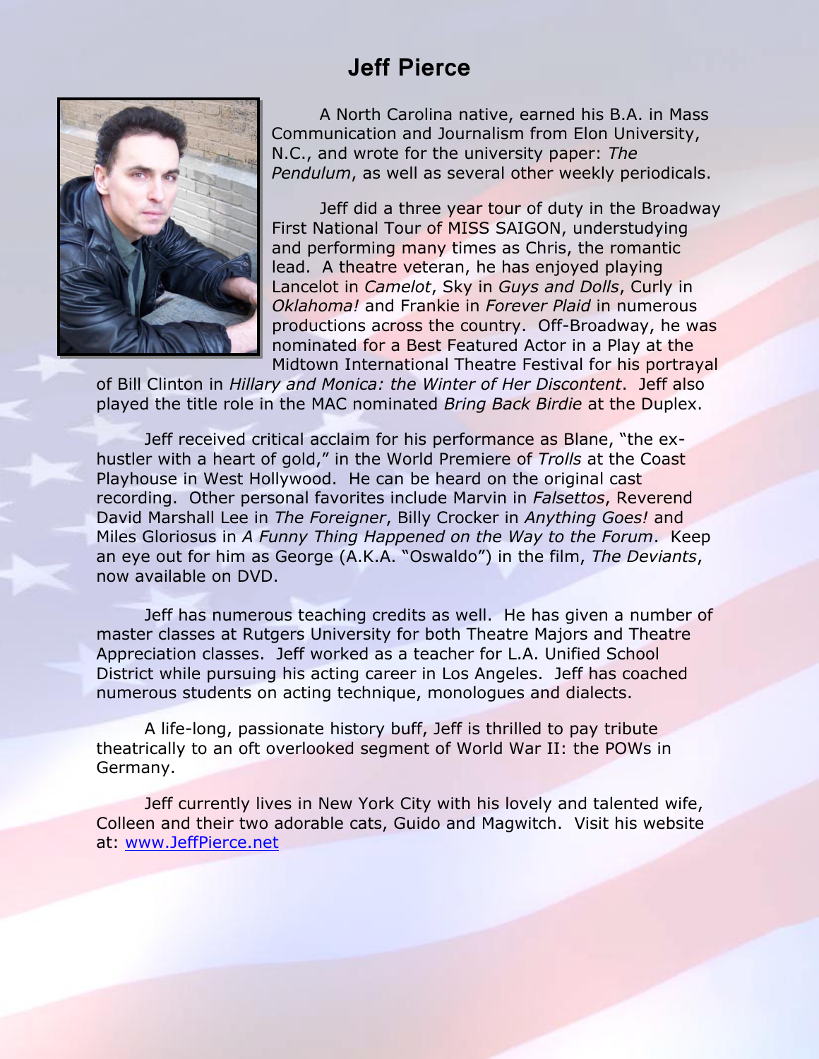# Jeff Pierce

A North Carolina native, earned his B.A. in Mass Communication and Journalism from Elon University, N.C., and wrote for the university paper: *The Pendulum*, as well as several other weekly periodicals.

Jeff did a three year tour of duty in the Broadway First National Tour of MISS SAIGON, understudying and performing many times as Chris, the romantic lead. A theatre veteran, he has enjoyed playing Lancelot in *Camelot*, Sky in *Guys and Dolls*, Curly in *Oklahoma!* and Frankie in *Forever Plaid* in numerous productions across the country. Off-Broadway, he was nominated for a Best Featured Actor in a Play at the Midtown International Theatre Festival for his portrayal of Bill Clinton in *Hillary and Monica: the Winter of Her Discontent*. Jeff also played the title role in the MAC nominated *Bring Back Birdie* at the Duplex.

Jeff received critical acclaim for his performance as Blane, "the ex-hustler with a heart of gold," in the World Premiere of *Trolls* at the Coast Playhouse in West Hollywood. He can be heard on the original cast recording. Other personal favorites include Marvin in *Falsettos*, Reverend David Marshall Lee in *The Foreigner*, Billy Crocker in *Anything Goes!* and Miles Gloriosus in *A Funny Thing Happened on the Way to the Forum*. Keep an eye out for him as George (A.K.A. "Oswaldo") in the film, *The Deviants*, now available on DVD.

Jeff has numerous teaching credits as well. He has given a number of master classes at Rutgers University for both Theatre Majors and Theatre Appreciation classes. Jeff worked as a teacher for L.A. Unified School District while pursuing his acting career in Los Angeles. Jeff has coached numerous students on acting technique, monologues and dialects.

A life-long, passionate history buff, Jeff is thrilled to pay tribute theatrically to an oft overlooked segment of World War II: the POWs in Germany.

Jeff currently lives in New York City with his lovely and talented wife, Colleen and their two adorable cats, Guido and Magwitch. Visit his website at: [www.JeffPierce.net](http://www.JeffPierce.net)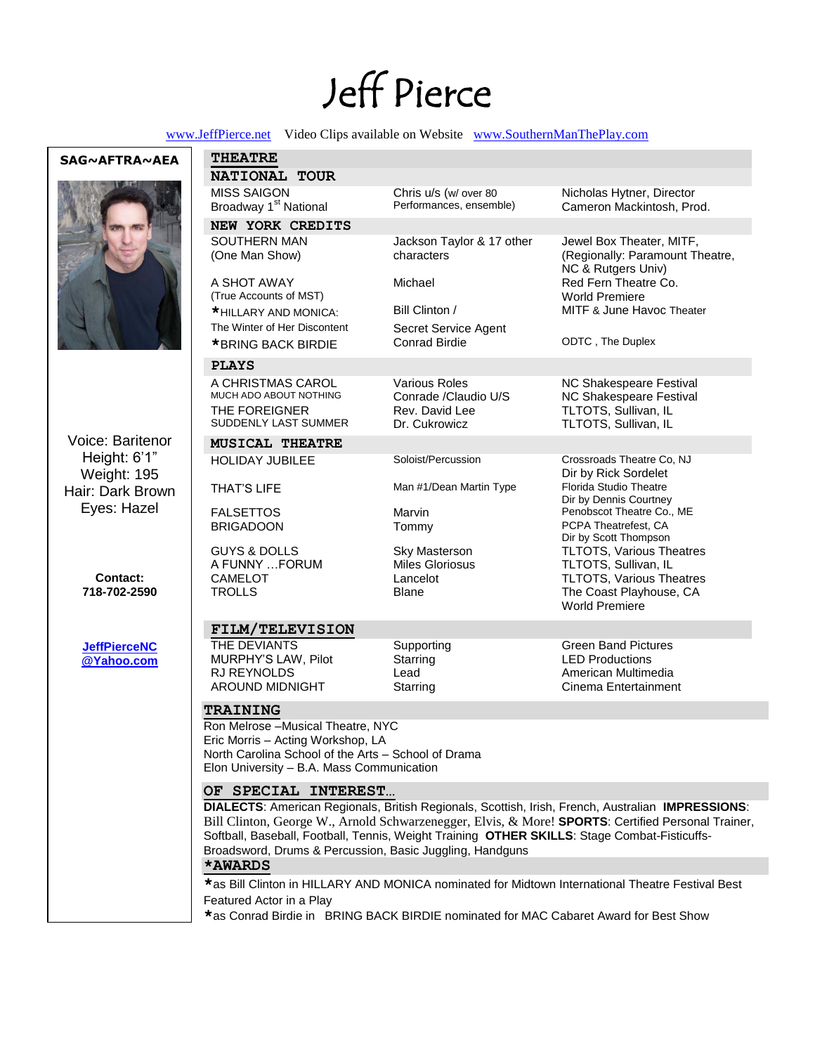# Jeff Pierce

www.JeffPierce.net    Video Clips available on Website    www.SouthernManThePlay.com

**SAG~AFTRA~AEA**

Voice: Baritenor
Height: 6'1"
Weight: 195
Hair: Dark Brown
Eyes: Hazel

**Contact:**
**718-702-2590**

**JeffPierceNC@Yahoo.com**

## THEATRE

### NATIONAL TOUR

| | | |
|---|---|---|
| MISS SAIGON<br>Broadway 1st National | Chris u/s (w/ over 80 Performances, ensemble) | Nicholas Hytner, Director<br>Cameron Mackintosh, Prod. |

### NEW YORK CREDITS

| | | |
|---|---|---|
| SOUTHERN MAN<br>(One Man Show) | Jackson Taylor & 17 other characters | Jewel Box Theater, MITF,<br>(Regionally: Paramount Theatre, NC & Rutgers Univ) |
| A SHOT AWAY<br>(True Accounts of MST) | Michael | Red Fern Theatre Co.<br>World Premiere |
| *HILLARY AND MONICA:<br>The Winter of Her Discontent | Bill Clinton /<br>Secret Service Agent | MITF & June Havoc Theater |
| *BRING BACK BIRDIE | Conrad Birdie | ODTC , The Duplex |

### PLAYS

| | | |
|---|---|---|
| A CHRISTMAS CAROL | Various Roles | NC Shakespeare Festival |
| MUCH ADO ABOUT NOTHING | Conrade /Claudio U/S | NC Shakespeare Festival |
| THE FOREIGNER | Rev. David Lee | TLTOTS, Sullivan, IL |
| SUDDENLY LAST SUMMER | Dr. Cukrowicz | TLTOTS, Sullivan, IL |

### MUSICAL THEATRE

| | | |
|---|---|---|
| HOLIDAY JUBILEE | Soloist/Percussion | Crossroads Theatre Co, NJ<br>Dir by Rick Sordelet |
| THAT'S LIFE | Man #1/Dean Martin Type | Florida Studio Theatre<br>Dir by Dennis Courtney |
| FALSETTOS | Marvin | Penobscot Theatre Co., ME |
| BRIGADOON | Tommy | PCPA Theatrefest, CA<br>Dir by Scott Thompson |
| GUYS & DOLLS | Sky Masterson | TLTOTS, Various Theatres |
| A FUNNY …FORUM | Miles Gloriosus | TLTOTS, Sullivan, IL |
| CAMELOT | Lancelot | TLTOTS, Various Theatres |
| TROLLS | Blane | The Coast Playhouse, CA<br>World Premiere |

## FILM/TELEVISION

| | | |
|---|---|---|
| THE DEVIANTS | Supporting | Green Band Pictures |
| MURPHY'S LAW, Pilot | Starring | LED Productions |
| RJ REYNOLDS | Lead | American Multimedia |
| AROUND MIDNIGHT | Starring | Cinema Entertainment |

## TRAINING

Ron Melrose –Musical Theatre, NYC
Eric Morris – Acting Workshop, LA
North Carolina School of the Arts – School of Drama
Elon University – B.A. Mass Communication

## OF SPECIAL INTEREST…

**DIALECTS**: American Regionals, British Regionals, Scottish, Irish, French, Australian **IMPRESSIONS**: Bill Clinton, George W., Arnold Schwarzenegger, Elvis, & More! **SPORTS**: Certified Personal Trainer, Softball, Baseball, Football, Tennis, Weight Training **OTHER SKILLS**: Stage Combat-Fisticuffs-Broadsword, Drums & Percussion, Basic Juggling, Handguns

## *AWARDS

*as Bill Clinton in HILLARY AND MONICA nominated for Midtown International Theatre Festival Best Featured Actor in a Play

*as Conrad Birdie in BRING BACK BIRDIE nominated for MAC Cabaret Award for Best Show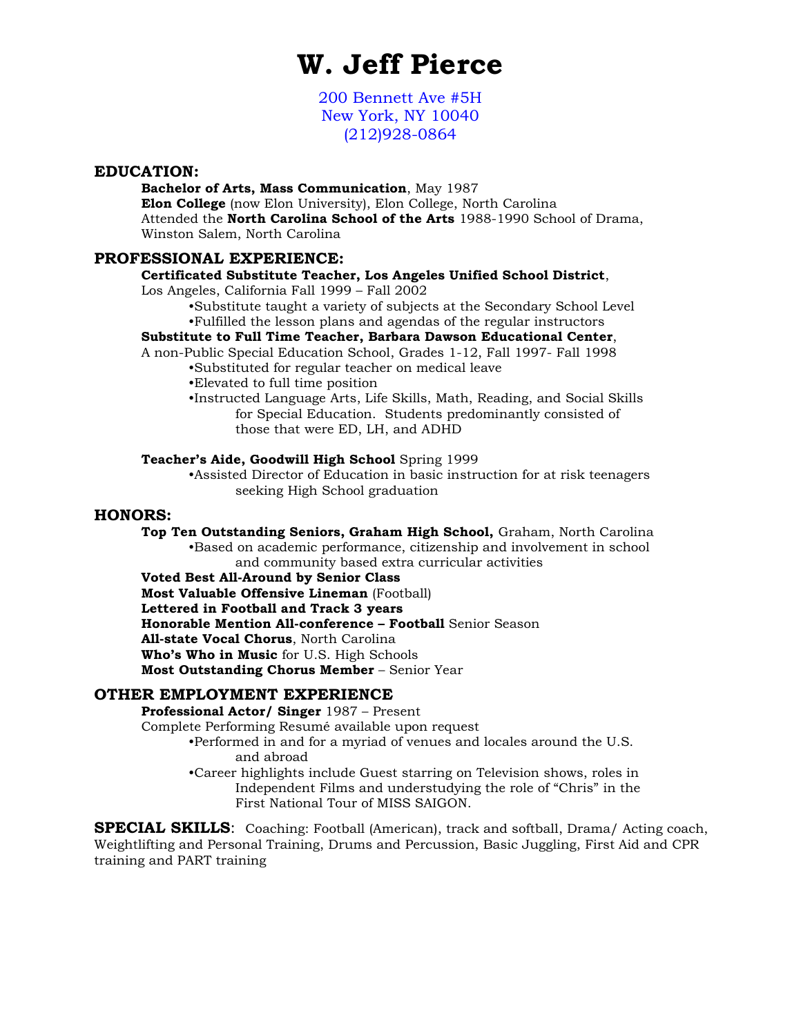# W. Jeff Pierce

200 Bennett Ave #5H
New York, NY 10040
(212)928-0864

## EDUCATION:

**Bachelor of Arts, Mass Communication**, May 1987
**Elon College** (now Elon University), Elon College, North Carolina
Attended the **North Carolina School of the Arts** 1988-1990 School of Drama, Winston Salem, North Carolina

## PROFESSIONAL EXPERIENCE:

**Certificated Substitute Teacher, Los Angeles Unified School District**, Los Angeles, California Fall 1999 – Fall 2002

- Substitute taught a variety of subjects at the Secondary School Level
- Fulfilled the lesson plans and agendas of the regular instructors

**Substitute to Full Time Teacher, Barbara Dawson Educational Center**, A non-Public Special Education School, Grades 1-12, Fall 1997- Fall 1998

- Substituted for regular teacher on medical leave
- Elevated to full time position
- Instructed Language Arts, Life Skills, Math, Reading, and Social Skills for Special Education. Students predominantly consisted of those that were ED, LH, and ADHD

**Teacher's Aide, Goodwill High School** Spring 1999

- Assisted Director of Education in basic instruction for at risk teenagers seeking High School graduation

## HONORS:

**Top Ten Outstanding Seniors, Graham High School,** Graham, North Carolina

- Based on academic performance, citizenship and involvement in school and community based extra curricular activities

**Voted Best All-Around by Senior Class**
**Most Valuable Offensive Lineman** (Football)
**Lettered in Football and Track 3 years**
**Honorable Mention All-conference – Football** Senior Season
**All-state Vocal Chorus**, North Carolina
**Who's Who in Music** for U.S. High Schools
**Most Outstanding Chorus Member** – Senior Year

## OTHER EMPLOYMENT EXPERIENCE

**Professional Actor/ Singer** 1987 – Present
Complete Performing Resumé available upon request

- Performed in and for a myriad of venues and locales around the U.S. and abroad
- Career highlights include Guest starring on Television shows, roles in Independent Films and understudying the role of "Chris" in the First National Tour of MISS SAIGON.

**SPECIAL SKILLS**: Coaching: Football (American), track and softball, Drama/ Acting coach, Weightlifting and Personal Training, Drums and Percussion, Basic Juggling, First Aid and CPR training and PART training